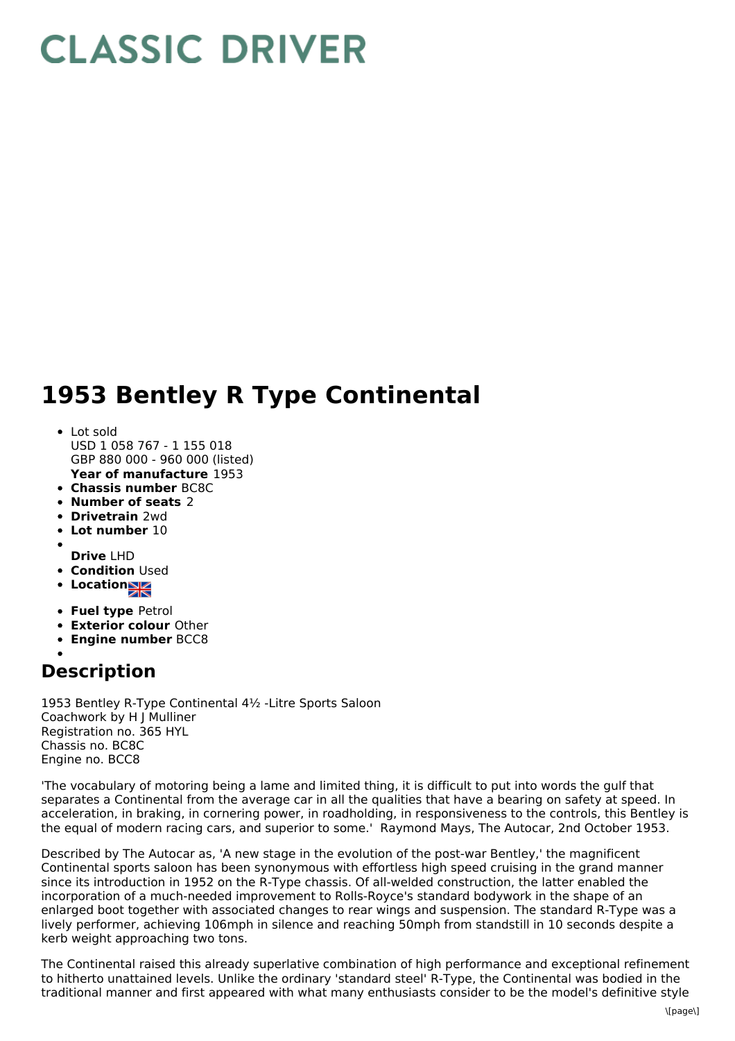# CLASSIC DRIVER

# 1953 Bentley R Type Continental

- Lot sold
  USD 1 058 767 - 1 155 018
  GBP 880 000 - 960 000 (listed)
  **Year of manufacture** 1953
- **Chassis number** BC8C
- **Number of seats** 2
- **Drivetrain** 2wd
- **Lot number** 10
- **Drive** LHD
- **Condition** Used
- **Location**
- **Fuel type** Petrol
- **Exterior colour** Other
- **Engine number** BCC8

## Description

1953 Bentley R-Type Continental 4½ -Litre Sports Saloon
Coachwork by H J Mulliner
Registration no. 365 HYL
Chassis no. BC8C
Engine no. BCC8

'The vocabulary of motoring being a lame and limited thing, it is difficult to put into words the gulf that separates a Continental from the average car in all the qualities that have a bearing on safety at speed. In acceleration, in braking, in cornering power, in roadholding, in responsiveness to the controls, this Bentley is the equal of modern racing cars, and superior to some.' Raymond Mays, The Autocar, 2nd October 1953.

Described by The Autocar as, 'A new stage in the evolution of the post-war Bentley,' the magnificent Continental sports saloon has been synonymous with effortless high speed cruising in the grand manner since its introduction in 1952 on the R-Type chassis. Of all-welded construction, the latter enabled the incorporation of a much-needed improvement to Rolls-Royce's standard bodywork in the shape of an enlarged boot together with associated changes to rear wings and suspension. The standard R-Type was a lively performer, achieving 106mph in silence and reaching 50mph from standstill in 10 seconds despite a kerb weight approaching two tons.

The Continental raised this already superlative combination of high performance and exceptional refinement to hitherto unattained levels. Unlike the ordinary 'standard steel' R-Type, the Continental was bodied in the traditional manner and first appeared with what many enthusiasts consider to be the model's definitive style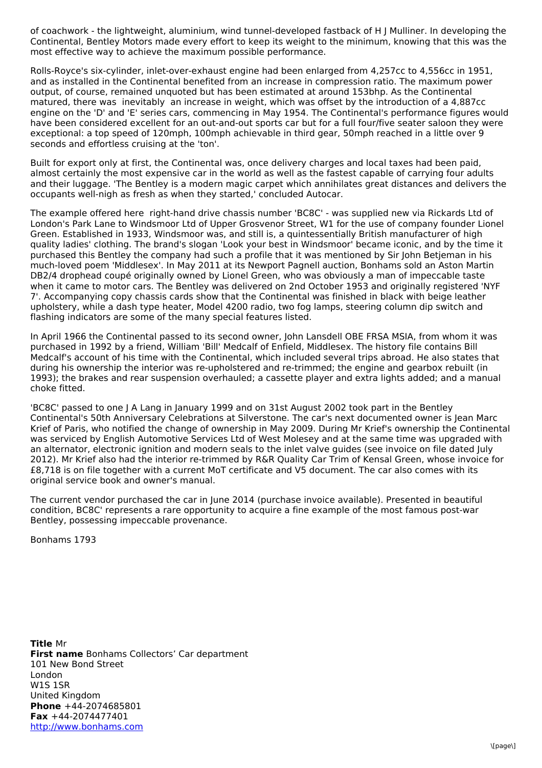of coachwork - the lightweight, aluminium, wind tunnel-developed fastback of H J Mulliner. In developing the Continental, Bentley Motors made every effort to keep its weight to the minimum, knowing that this was the most effective way to achieve the maximum possible performance.

Rolls-Royce's six-cylinder, inlet-over-exhaust engine had been enlarged from 4,257cc to 4,556cc in 1951, and as installed in the Continental benefited from an increase in compression ratio. The maximum power output, of course, remained unquoted but has been estimated at around 153bhp. As the Continental matured, there was inevitably an increase in weight, which was offset by the introduction of a 4,887cc engine on the 'D' and 'E' series cars, commencing in May 1954. The Continental's performance figures would have been considered excellent for an out-and-out sports car but for a full four/five seater saloon they were exceptional: a top speed of 120mph, 100mph achievable in third gear, 50mph reached in a little over 9 seconds and effortless cruising at the 'ton'.

Built for export only at first, the Continental was, once delivery charges and local taxes had been paid, almost certainly the most expensive car in the world as well as the fastest capable of carrying four adults and their luggage. 'The Bentley is a modern magic carpet which annihilates great distances and delivers the occupants well-nigh as fresh as when they started,' concluded Autocar.

The example offered here right-hand drive chassis number 'BC8C' - was supplied new via Rickards Ltd of London's Park Lane to Windsmoor Ltd of Upper Grosvenor Street, W1 for the use of company founder Lionel Green. Established in 1933, Windsmoor was, and still is, a quintessentially British manufacturer of high quality ladies' clothing. The brand's slogan 'Look your best in Windsmoor' became iconic, and by the time it purchased this Bentley the company had such a profile that it was mentioned by Sir John Betjeman in his much-loved poem 'Middlesex'. In May 2011 at its Newport Pagnell auction, Bonhams sold an Aston Martin DB2/4 drophead coupé originally owned by Lionel Green, who was obviously a man of impeccable taste when it came to motor cars. The Bentley was delivered on 2nd October 1953 and originally registered 'NYF 7'. Accompanying copy chassis cards show that the Continental was finished in black with beige leather upholstery, while a dash type heater, Model 4200 radio, two fog lamps, steering column dip switch and flashing indicators are some of the many special features listed.

In April 1966 the Continental passed to its second owner, John Lansdell OBE FRSA MSIA, from whom it was purchased in 1992 by a friend, William 'Bill' Medcalf of Enfield, Middlesex. The history file contains Bill Medcalf's account of his time with the Continental, which included several trips abroad. He also states that during his ownership the interior was re-upholstered and re-trimmed; the engine and gearbox rebuilt (in 1993); the brakes and rear suspension overhauled; a cassette player and extra lights added; and a manual choke fitted.

'BC8C' passed to one J A Lang in January 1999 and on 31st August 2002 took part in the Bentley Continental's 50th Anniversary Celebrations at Silverstone. The car's next documented owner is Jean Marc Krief of Paris, who notified the change of ownership in May 2009. During Mr Krief's ownership the Continental was serviced by English Automotive Services Ltd of West Molesey and at the same time was upgraded with an alternator, electronic ignition and modern seals to the inlet valve guides (see invoice on file dated July 2012). Mr Krief also had the interior re-trimmed by R&R Quality Car Trim of Kensal Green, whose invoice for £8,718 is on file together with a current MoT certificate and V5 document. The car also comes with its original service book and owner's manual.

The current vendor purchased the car in June 2014 (purchase invoice available). Presented in beautiful condition, BC8C' represents a rare opportunity to acquire a fine example of the most famous post-war Bentley, possessing impeccable provenance.

Bonhams 1793

**Title** Mr
**First name** Bonhams Collectors' Car department
101 New Bond Street
London
W1S 1SR
United Kingdom
**Phone** +44-2074685801
**Fax** +44-2074477401
http://www.bonhams.com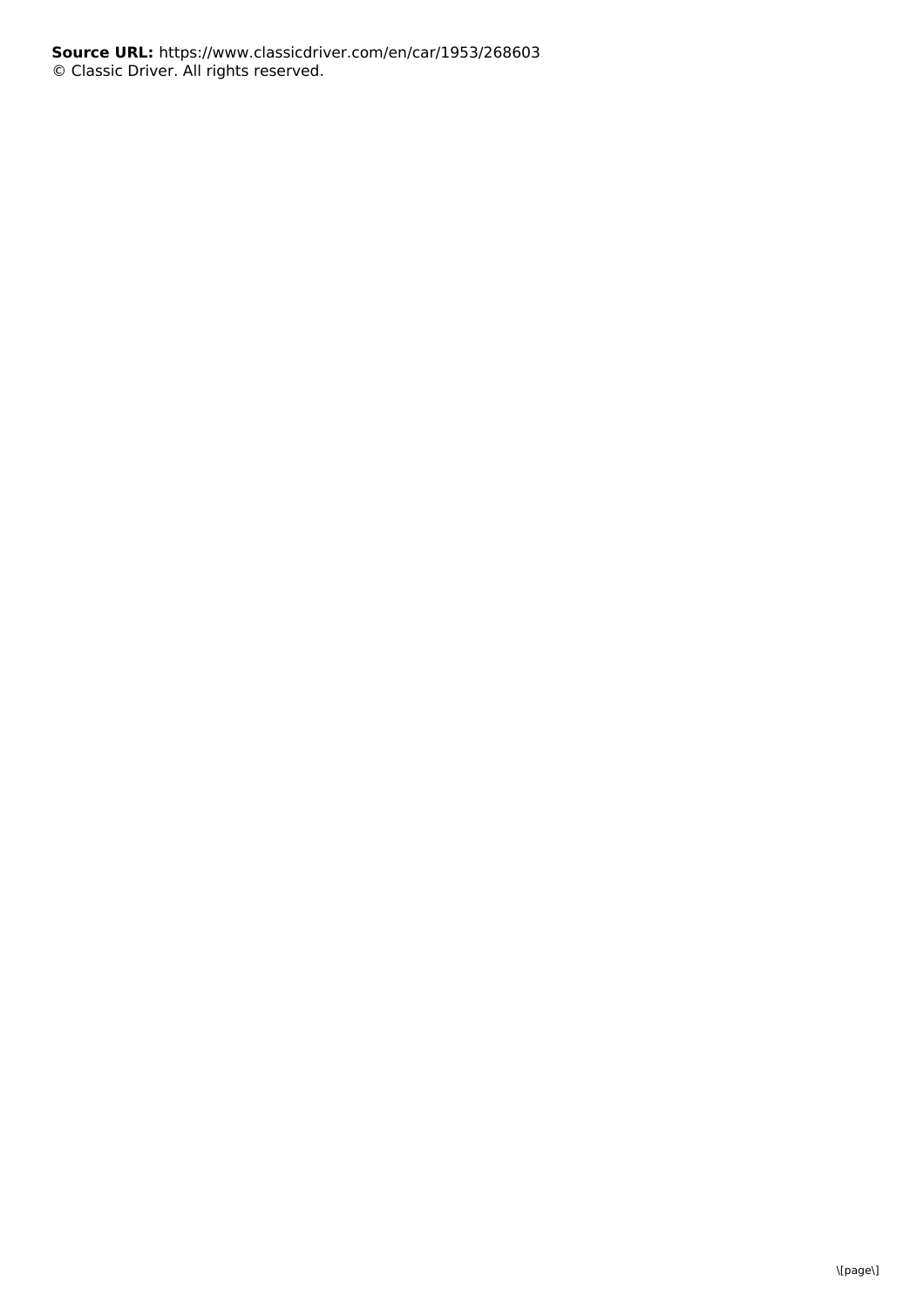**Source URL:** https://www.classicdriver.com/en/car/1953/268603
© Classic Driver. All rights reserved.